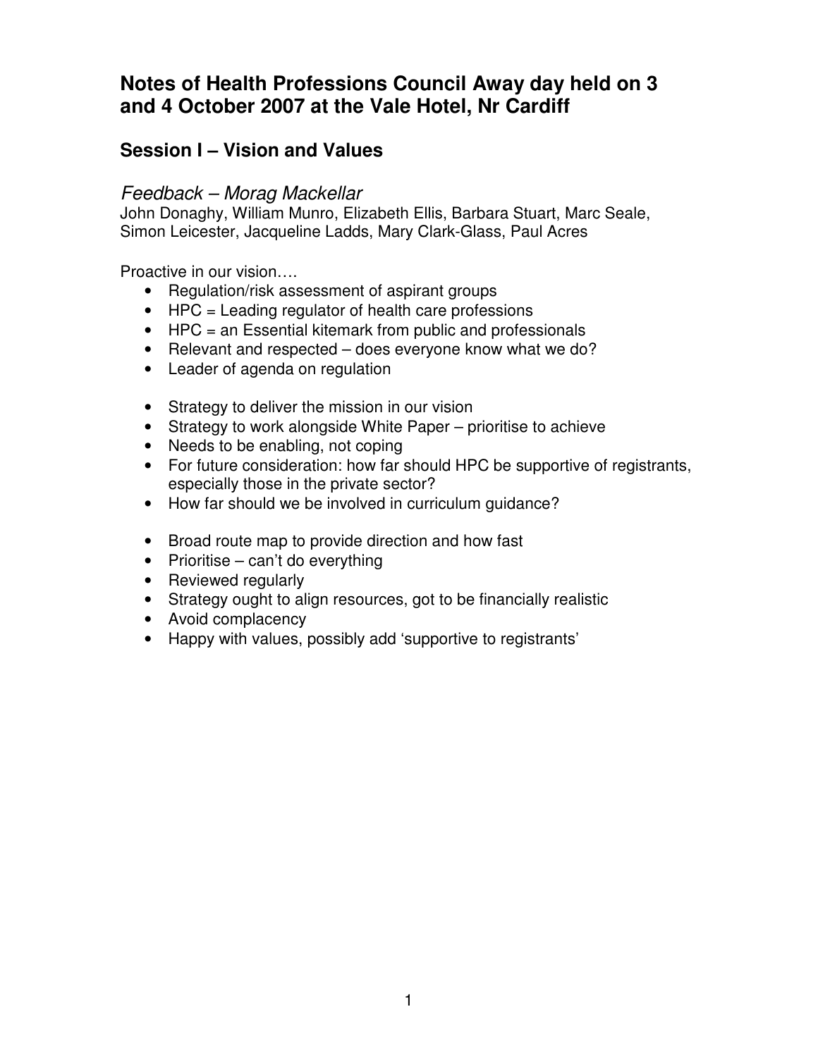# Notes of Health Professions Council Away day held on 3 and 4 October 2007 at the Vale Hotel, Nr Cardiff

## Session I – Vision and Values

### *Feedback – Morag Mackellar*

John Donaghy, William Munro, Elizabeth Ellis, Barbara Stuart, Marc Seale, Simon Leicester, Jacqueline Ladds, Mary Clark-Glass, Paul Acres

Proactive in our vision….

- Regulation/risk assessment of aspirant groups
- HPC = Leading regulator of health care professions
- HPC = an Essential kitemark from public and professionals
- Relevant and respected – does everyone know what we do?
- Leader of agenda on regulation

- Strategy to deliver the mission in our vision
- Strategy to work alongside White Paper – prioritise to achieve
- Needs to be enabling, not coping
- For future consideration: how far should HPC be supportive of registrants, especially those in the private sector?
- How far should we be involved in curriculum guidance?

- Broad route map to provide direction and how fast
- Prioritise – can't do everything
- Reviewed regularly
- Strategy ought to align resources, got to be financially realistic
- Avoid complacency
- Happy with values, possibly add 'supportive to registrants'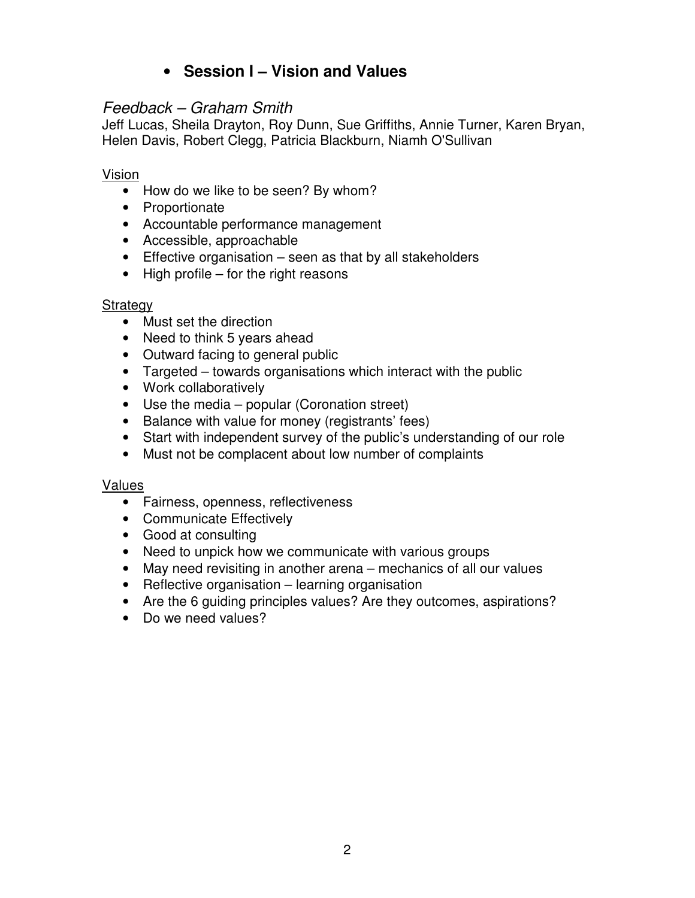- **Session I – Vision and Values**

*Feedback – Graham Smith*

Jeff Lucas, Sheila Drayton, Roy Dunn, Sue Griffiths, Annie Turner, Karen Bryan, Helen Davis, Robert Clegg, Patricia Blackburn, Niamh O'Sullivan

Vision

- How do we like to be seen? By whom?
- Proportionate
- Accountable performance management
- Accessible, approachable
- Effective organisation – seen as that by all stakeholders
- High profile – for the right reasons

Strategy

- Must set the direction
- Need to think 5 years ahead
- Outward facing to general public
- Targeted – towards organisations which interact with the public
- Work collaboratively
- Use the media – popular (Coronation street)
- Balance with value for money (registrants' fees)
- Start with independent survey of the public's understanding of our role
- Must not be complacent about low number of complaints

Values

- Fairness, openness, reflectiveness
- Communicate Effectively
- Good at consulting
- Need to unpick how we communicate with various groups
- May need revisiting in another arena – mechanics of all our values
- Reflective organisation – learning organisation
- Are the 6 guiding principles values? Are they outcomes, aspirations?
- Do we need values?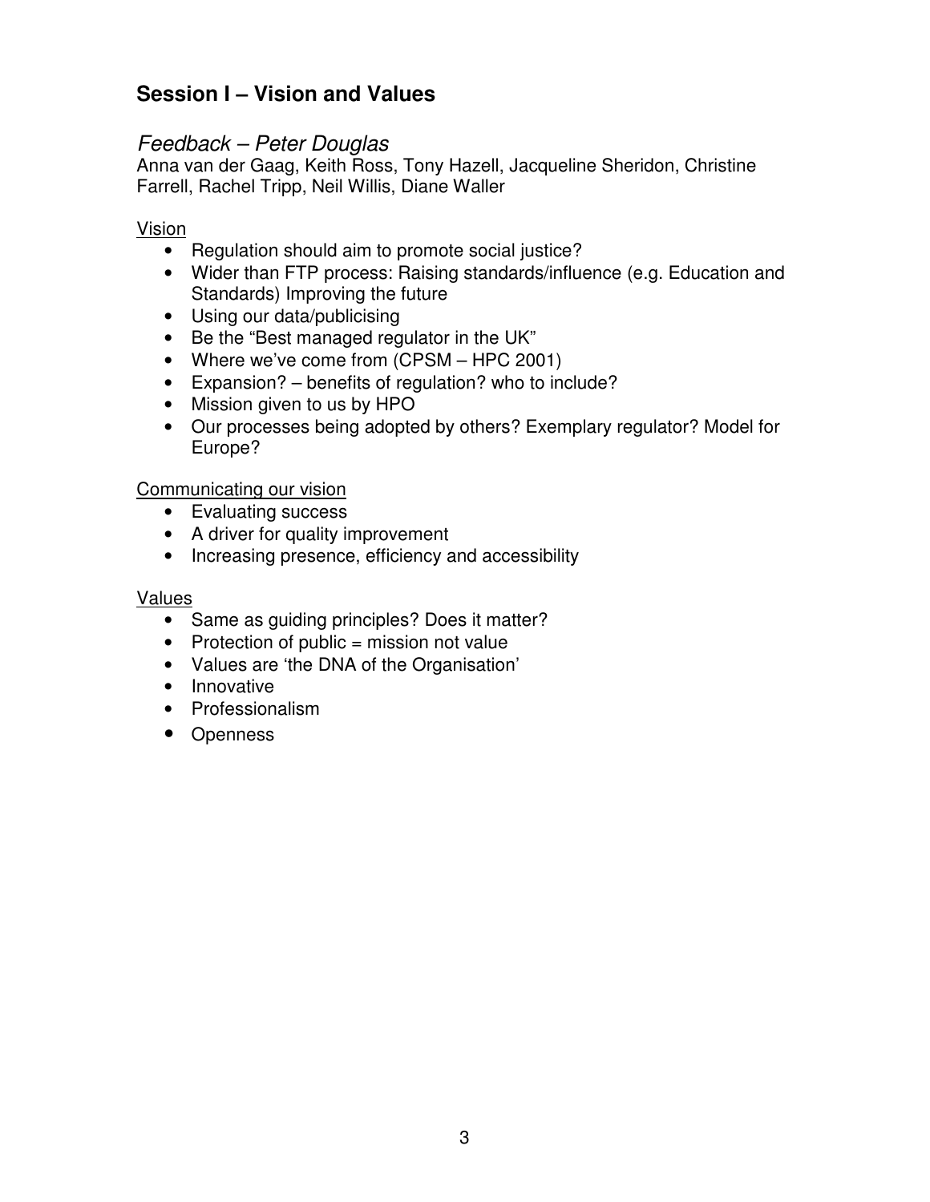## Session I – Vision and Values

### *Feedback – Peter Douglas*

Anna van der Gaag, Keith Ross, Tony Hazell, Jacqueline Sheridon, Christine Farrell, Rachel Tripp, Neil Willis, Diane Waller

Vision

- Regulation should aim to promote social justice?
- Wider than FTP process: Raising standards/influence (e.g. Education and Standards) Improving the future
- Using our data/publicising
- Be the "Best managed regulator in the UK"
- Where we've come from (CPSM – HPC 2001)
- Expansion? – benefits of regulation? who to include?
- Mission given to us by HPO
- Our processes being adopted by others? Exemplary regulator? Model for Europe?

Communicating our vision

- Evaluating success
- A driver for quality improvement
- Increasing presence, efficiency and accessibility

Values

- Same as guiding principles? Does it matter?
- Protection of public = mission not value
- Values are 'the DNA of the Organisation'
- Innovative
- Professionalism
- Openness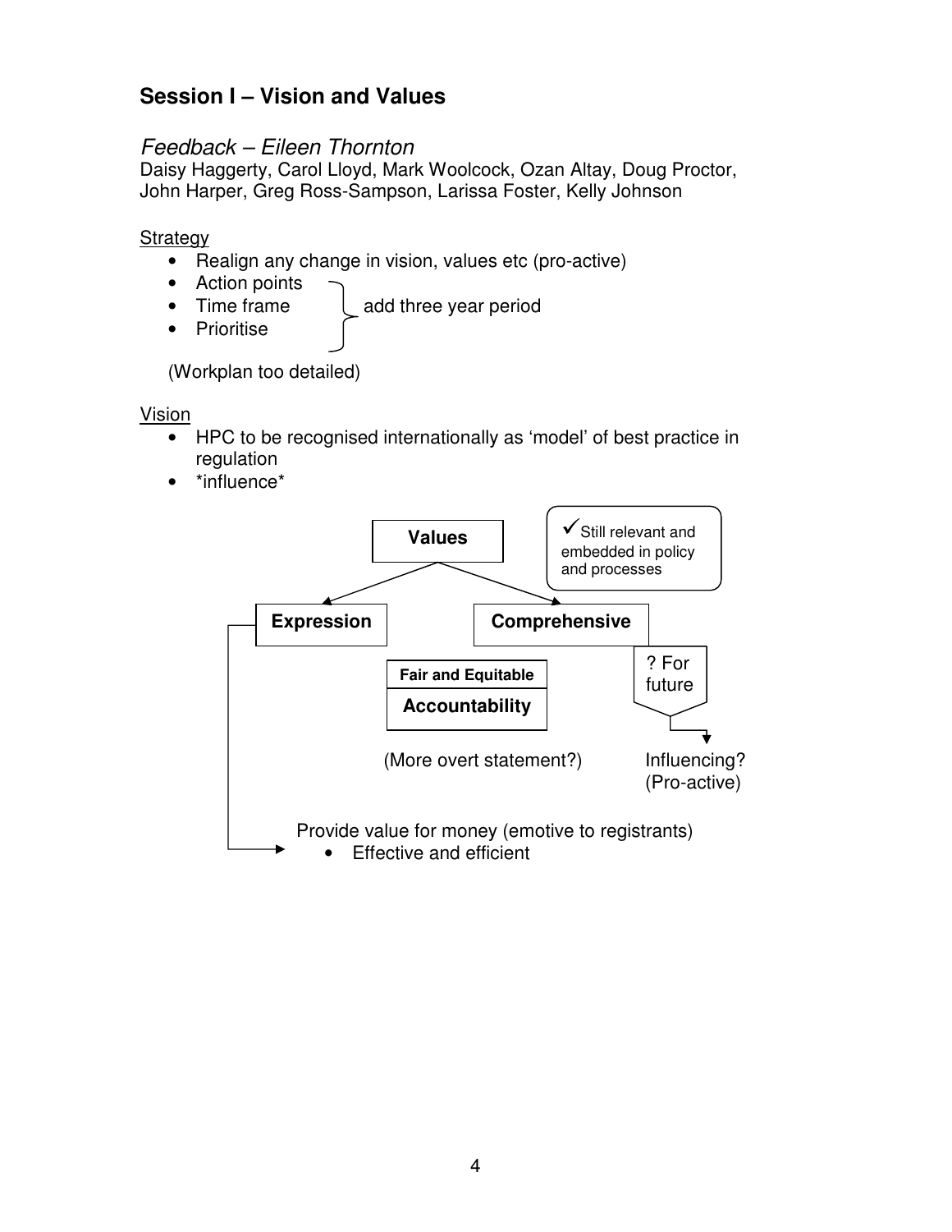## Session I – Vision and Values

### *Feedback – Eileen Thornton*

Daisy Haggerty, Carol Lloyd, Mark Woolcock, Ozan Altay, Doug Proctor, John Harper, Greg Ross-Sampson, Larissa Foster, Kelly Johnson

<u>Strategy</u>

- Realign any change in vision, values etc (pro-active)
- Action points
- Time frame
- Prioritise

} add three year period

(Workplan too detailed)

<u>Vision</u>

- HPC to be recognised internationally as 'model' of best practice in regulation
- *influence*

**Values**

✓Still relevant and embedded in policy and processes

**Expression** → Provide value for money (emotive to registrants)
- Effective and efficient

**Comprehensive** → ? For future → Influencing? (Pro-active)

**Fair and Equitable**

**Accountability**

(More overt statement?)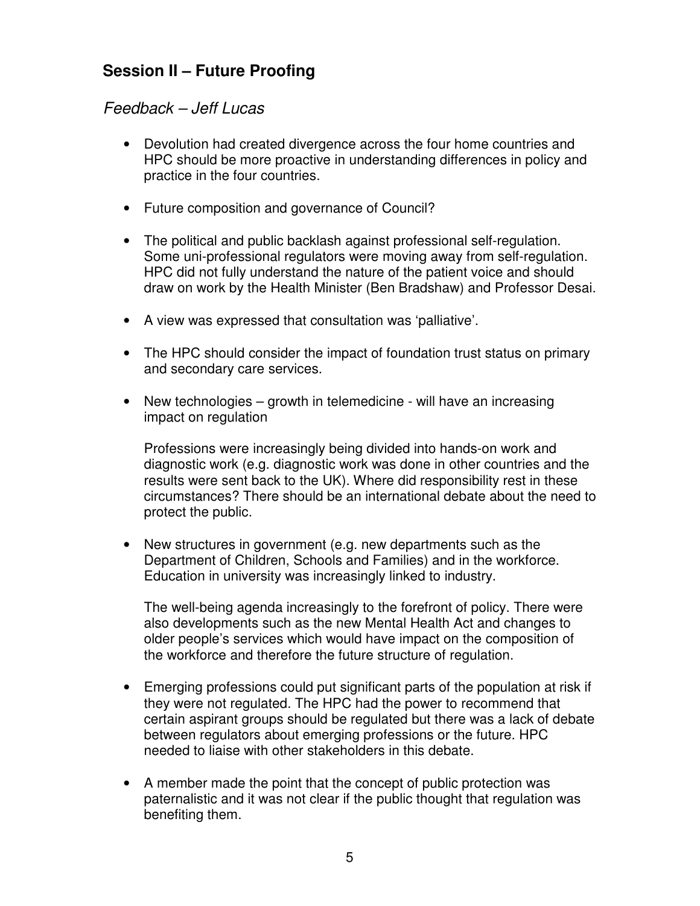## Session II – Future Proofing

### *Feedback – Jeff Lucas*

- Devolution had created divergence across the four home countries and HPC should be more proactive in understanding differences in policy and practice in the four countries.
- Future composition and governance of Council?
- The political and public backlash against professional self-regulation. Some uni-professional regulators were moving away from self-regulation. HPC did not fully understand the nature of the patient voice and should draw on work by the Health Minister (Ben Bradshaw) and Professor Desai.
- A view was expressed that consultation was 'palliative'.
- The HPC should consider the impact of foundation trust status on primary and secondary care services.
- New technologies – growth in telemedicine - will have an increasing impact on regulation

  Professions were increasingly being divided into hands-on work and diagnostic work (e.g. diagnostic work was done in other countries and the results were sent back to the UK). Where did responsibility rest in these circumstances? There should be an international debate about the need to protect the public.
- New structures in government (e.g. new departments such as the Department of Children, Schools and Families) and in the workforce. Education in university was increasingly linked to industry.

  The well-being agenda increasingly to the forefront of policy. There were also developments such as the new Mental Health Act and changes to older people's services which would have impact on the composition of the workforce and therefore the future structure of regulation.
- Emerging professions could put significant parts of the population at risk if they were not regulated. The HPC had the power to recommend that certain aspirant groups should be regulated but there was a lack of debate between regulators about emerging professions or the future. HPC needed to liaise with other stakeholders in this debate.
- A member made the point that the concept of public protection was paternalistic and it was not clear if the public thought that regulation was benefiting them.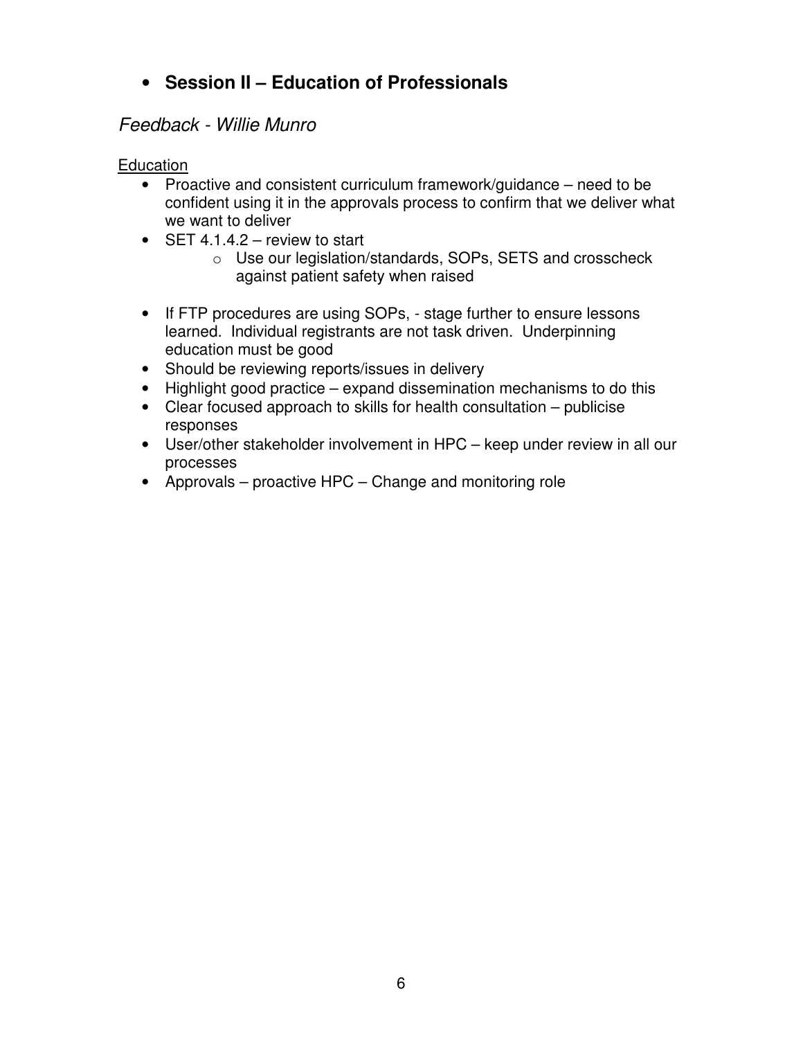- **Session II – Education of Professionals**

*Feedback - Willie Munro*

Education

- Proactive and consistent curriculum framework/guidance – need to be confident using it in the approvals process to confirm that we deliver what we want to deliver
- SET 4.1.4.2 – review to start
    - Use our legislation/standards, SOPs, SETS and crosscheck against patient safety when raised

- If FTP procedures are using SOPs, - stage further to ensure lessons learned. Individual registrants are not task driven. Underpinning education must be good
- Should be reviewing reports/issues in delivery
- Highlight good practice – expand dissemination mechanisms to do this
- Clear focused approach to skills for health consultation – publicise responses
- User/other stakeholder involvement in HPC – keep under review in all our processes
- Approvals – proactive HPC – Change and monitoring role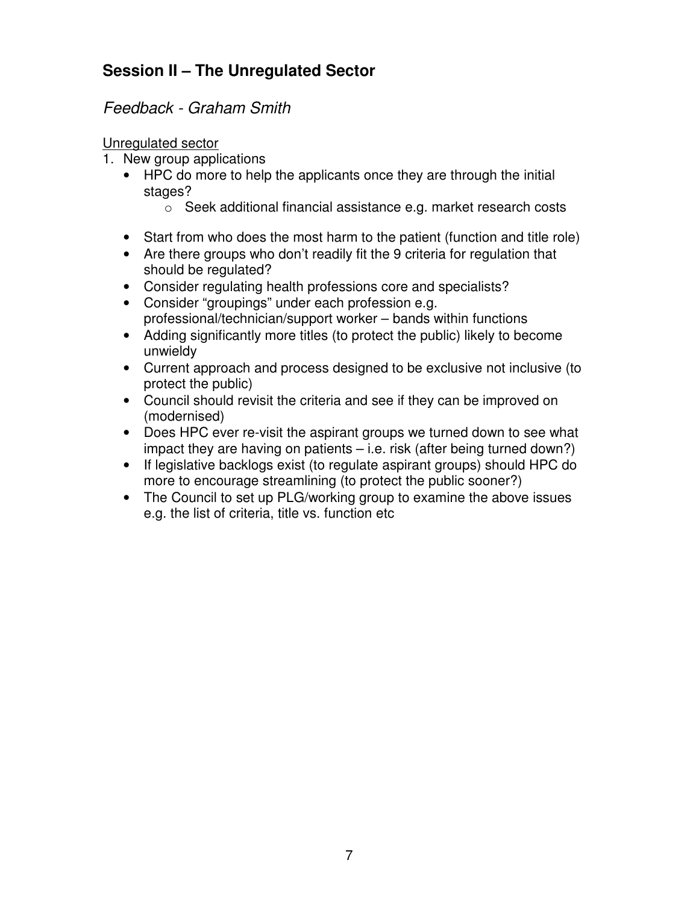## Session II – The Unregulated Sector

### *Feedback - Graham Smith*

Unregulated sector

1. New group applications
    - HPC do more to help the applicants once they are through the initial stages?
        - Seek additional financial assistance e.g. market research costs

    - Start from who does the most harm to the patient (function and title role)
    - Are there groups who don't readily fit the 9 criteria for regulation that should be regulated?
    - Consider regulating health professions core and specialists?
    - Consider "groupings" under each profession e.g. professional/technician/support worker – bands within functions
    - Adding significantly more titles (to protect the public) likely to become unwieldy
    - Current approach and process designed to be exclusive not inclusive (to protect the public)
    - Council should revisit the criteria and see if they can be improved on (modernised)
    - Does HPC ever re-visit the aspirant groups we turned down to see what impact they are having on patients – i.e. risk (after being turned down?)
    - If legislative backlogs exist (to regulate aspirant groups) should HPC do more to encourage streamlining (to protect the public sooner?)
    - The Council to set up PLG/working group to examine the above issues e.g. the list of criteria, title vs. function etc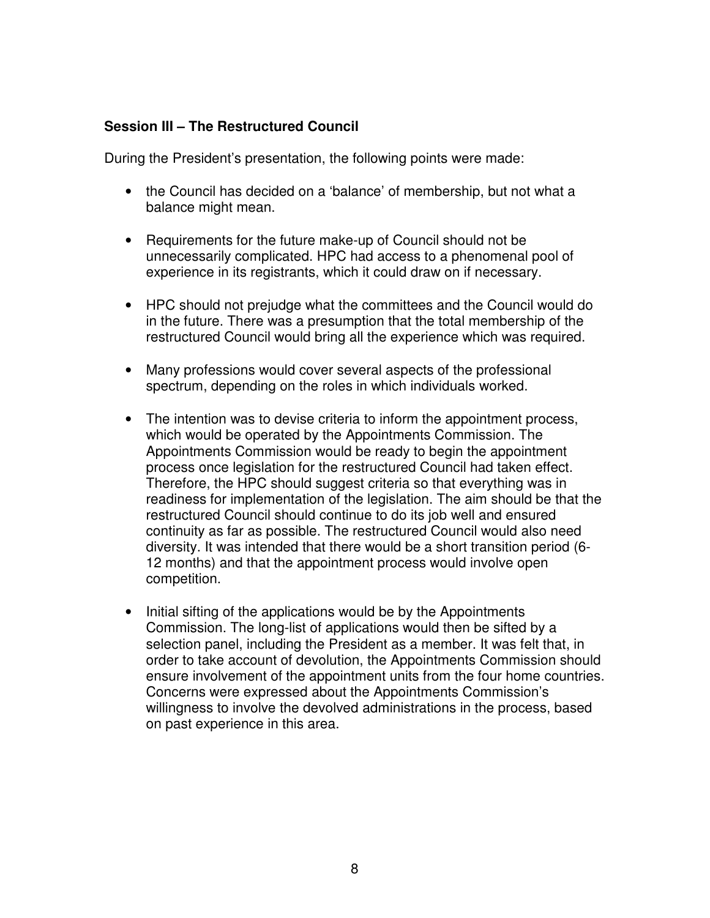**Session III – The Restructured Council**

During the President's presentation, the following points were made:

- the Council has decided on a 'balance' of membership, but not what a balance might mean.

- Requirements for the future make-up of Council should not be unnecessarily complicated. HPC had access to a phenomenal pool of experience in its registrants, which it could draw on if necessary.

- HPC should not prejudge what the committees and the Council would do in the future. There was a presumption that the total membership of the restructured Council would bring all the experience which was required.

- Many professions would cover several aspects of the professional spectrum, depending on the roles in which individuals worked.

- The intention was to devise criteria to inform the appointment process, which would be operated by the Appointments Commission. The Appointments Commission would be ready to begin the appointment process once legislation for the restructured Council had taken effect. Therefore, the HPC should suggest criteria so that everything was in readiness for implementation of the legislation. The aim should be that the restructured Council should continue to do its job well and ensured continuity as far as possible. The restructured Council would also need diversity. It was intended that there would be a short transition period (6-12 months) and that the appointment process would involve open competition.

- Initial sifting of the applications would be by the Appointments Commission. The long-list of applications would then be sifted by a selection panel, including the President as a member. It was felt that, in order to take account of devolution, the Appointments Commission should ensure involvement of the appointment units from the four home countries. Concerns were expressed about the Appointments Commission's willingness to involve the devolved administrations in the process, based on past experience in this area.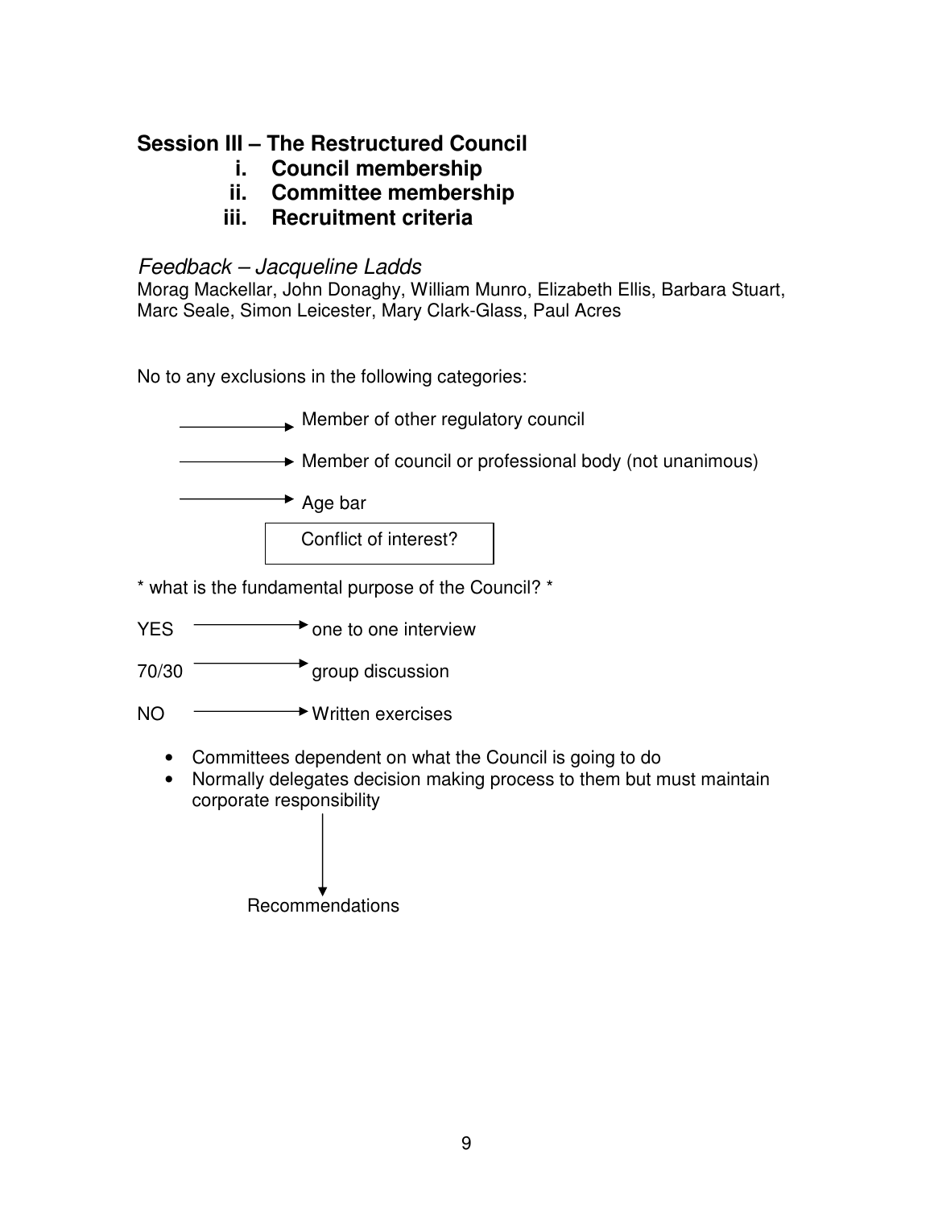## Session III – The Restructured Council

i. **Council membership**
ii. **Committee membership**
iii. **Recruitment criteria**

*Feedback – Jacqueline Ladds*
Morag Mackellar, John Donaghy, William Munro, Elizabeth Ellis, Barbara Stuart, Marc Seale, Simon Leicester, Mary Clark-Glass, Paul Acres

No to any exclusions in the following categories:

→ Member of other regulatory council

→ Member of council or professional body (not unanimous)

→ Age bar

Conflict of interest?

* what is the fundamental purpose of the Council? *

YES → one to one interview

70/30 → group discussion

NO → Written exercises

- Committees dependent on what the Council is going to do
- Normally delegates decision making process to them but must maintain corporate responsibility

↓

Recommendations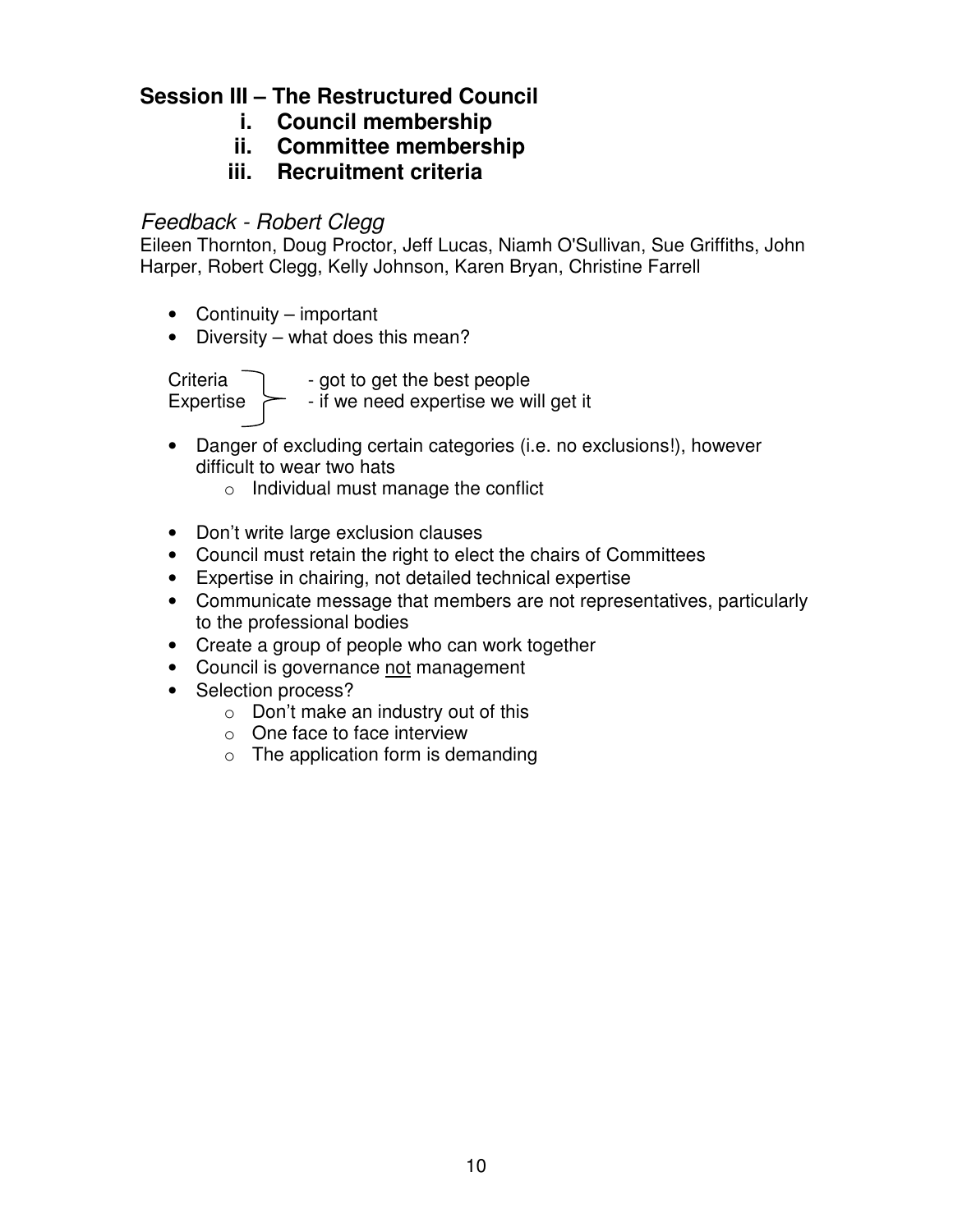## Session III – The Restructured Council

i. **Council membership**
ii. **Committee membership**
iii. **Recruitment criteria**

### *Feedback - Robert Clegg*

Eileen Thornton, Doug Proctor, Jeff Lucas, Niamh O'Sullivan, Sue Griffiths, John Harper, Robert Clegg, Kelly Johnson, Karen Bryan, Christine Farrell

- Continuity – important
- Diversity – what does this mean?

Criteria / Expertise }
- got to get the best people
- if we need expertise we will get it

- Danger of excluding certain categories (i.e. no exclusions!), however difficult to wear two hats
  - Individual must manage the conflict

- Don't write large exclusion clauses
- Council must retain the right to elect the chairs of Committees
- Expertise in chairing, not detailed technical expertise
- Communicate message that members are not representatives, particularly to the professional bodies
- Create a group of people who can work together
- Council is governance <u>not</u> management
- Selection process?
  - Don't make an industry out of this
  - One face to face interview
  - The application form is demanding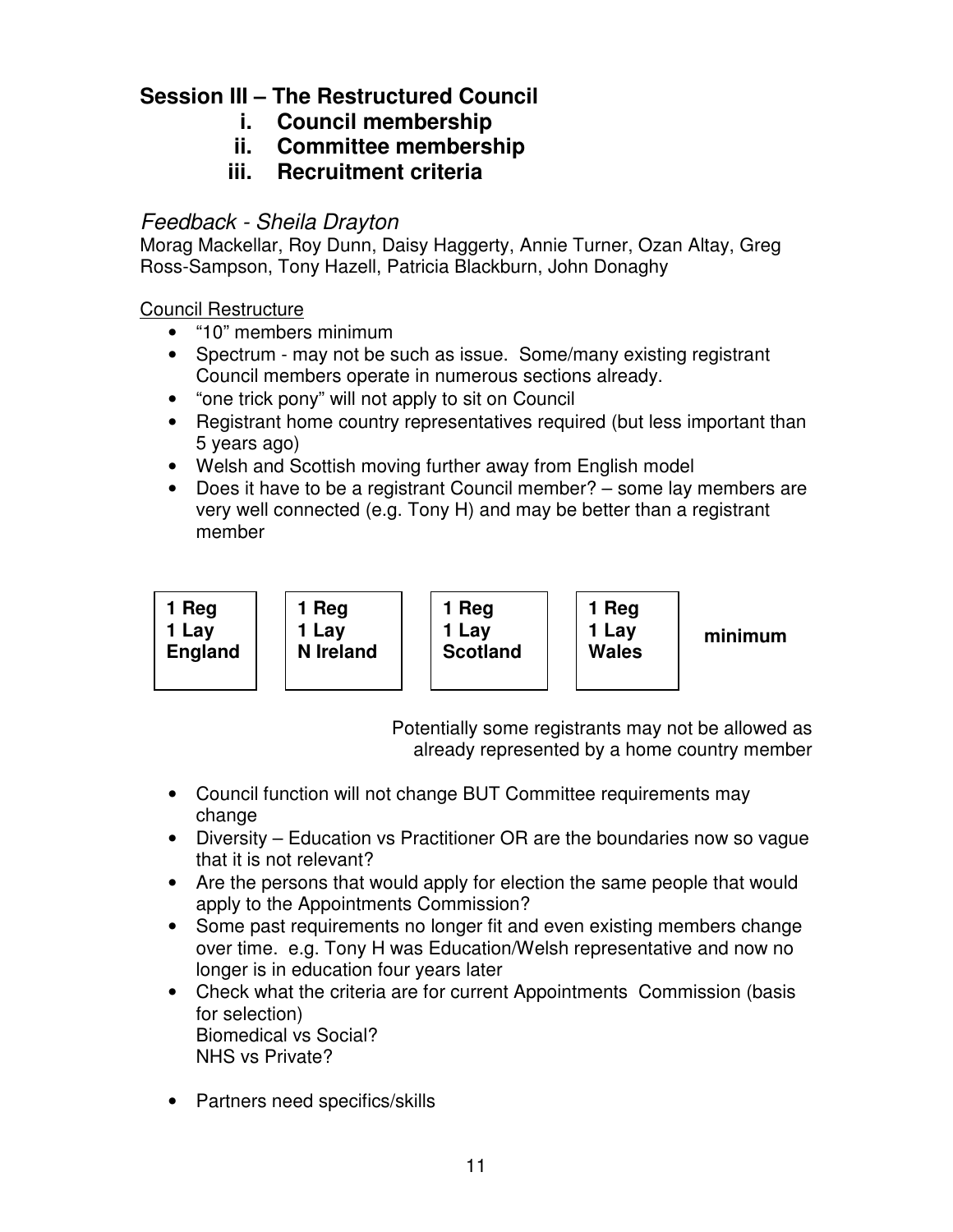## Session III – The Restructured Council

i. **Council membership**
ii. **Committee membership**
iii. **Recruitment criteria**

### *Feedback - Sheila Drayton*

Morag Mackellar, Roy Dunn, Daisy Haggerty, Annie Turner, Ozan Altay, Greg Ross-Sampson, Tony Hazell, Patricia Blackburn, John Donaghy

<u>Council Restructure</u>

- "10" members minimum
- Spectrum - may not be such as issue. Some/many existing registrant Council members operate in numerous sections already.
- "one trick pony" will not apply to sit on Council
- Registrant home country representatives required (but less important than 5 years ago)
- Welsh and Scottish moving further away from English model
- Does it have to be a registrant Council member? – some lay members are very well connected (e.g. Tony H) and may be better than a registrant member

| 1 Reg<br>1 Lay<br>England | 1 Reg<br>1 Lay<br>N Ireland | 1 Reg<br>1 Lay<br>Scotland | 1 Reg<br>1 Lay<br>Wales | minimum |
|---|---|---|---|---|

Potentially some registrants may not be allowed as already represented by a home country member

- Council function will not change BUT Committee requirements may change
- Diversity – Education vs Practitioner OR are the boundaries now so vague that it is not relevant?
- Are the persons that would apply for election the same people that would apply to the Appointments Commission?
- Some past requirements no longer fit and even existing members change over time. e.g. Tony H was Education/Welsh representative and now no longer is in education four years later
- Check what the criteria are for current Appointments Commission (basis for selection)
  Biomedical vs Social?
  NHS vs Private?
- Partners need specifics/skills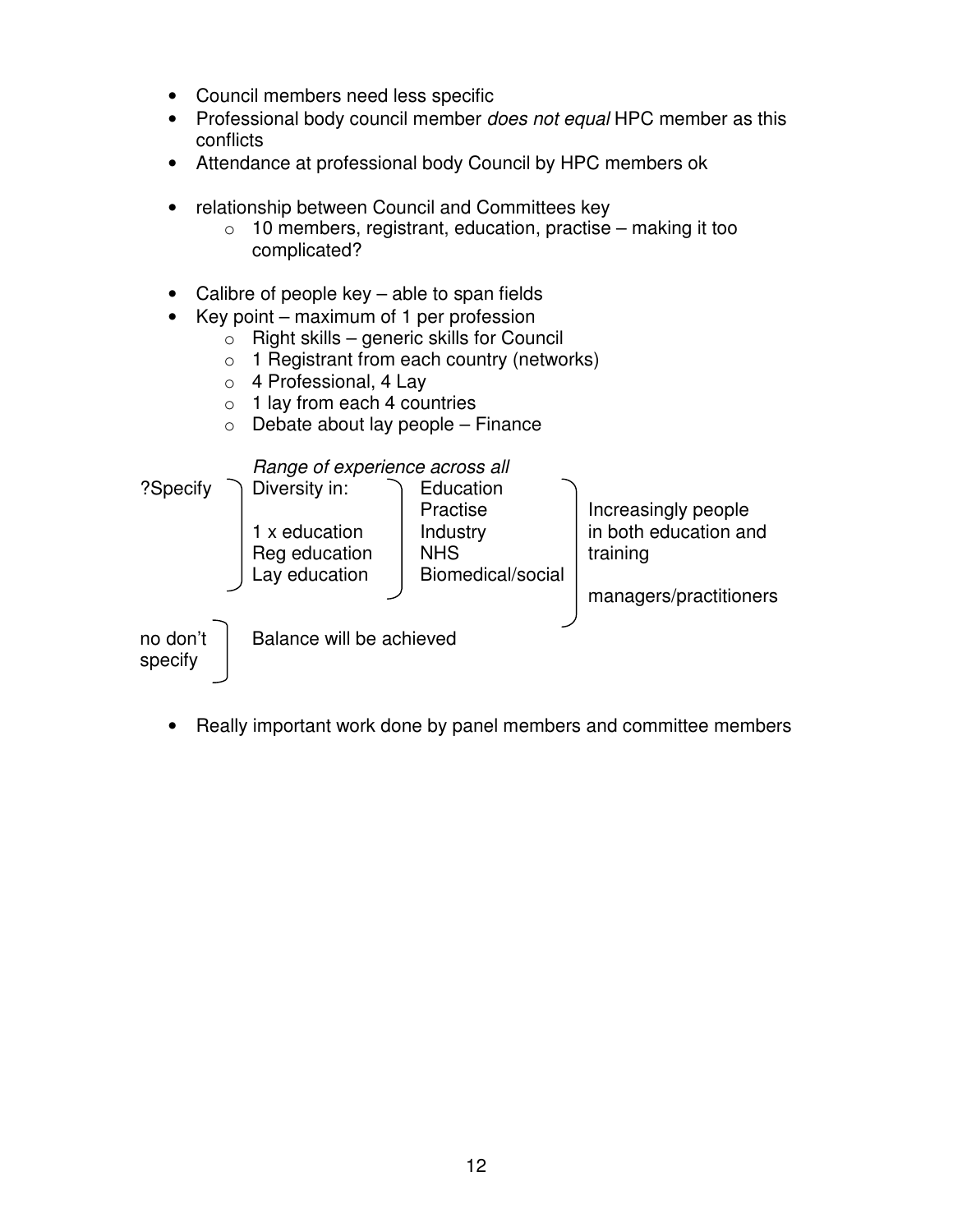- Council members need less specific
- Professional body council member *does not equal* HPC member as this conflicts
- Attendance at professional body Council by HPC members ok

- relationship between Council and Committees key
    - 10 members, registrant, education, practise – making it too complicated?

- Calibre of people key – able to span fields
- Key point – maximum of 1 per profession
    - Right skills – generic skills for Council
    - 1 Registrant from each country (networks)
    - 4 Professional, 4 Lay
    - 1 lay from each 4 countries
    - Debate about lay people – Finance

*Range of experience across all*

?Specify
- Diversity in:
    - 1 x education
    - Reg education
    - Lay education
- Education / Practise / Industry / NHS / Biomedical/social
    - Increasingly people in both education and training
    - managers/practitioners

no don't specify
- Balance will be achieved

- Really important work done by panel members and committee members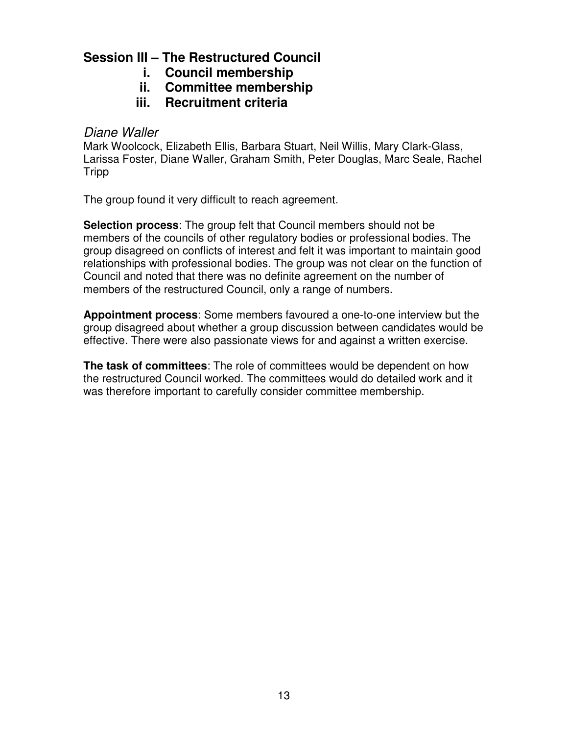## Session III – The Restructured Council

i. **Council membership**
ii. **Committee membership**
iii. **Recruitment criteria**

### *Diane Waller*

Mark Woolcock, Elizabeth Ellis, Barbara Stuart, Neil Willis, Mary Clark-Glass, Larissa Foster, Diane Waller, Graham Smith, Peter Douglas, Marc Seale, Rachel Tripp

The group found it very difficult to reach agreement.

**Selection process**: The group felt that Council members should not be members of the councils of other regulatory bodies or professional bodies. The group disagreed on conflicts of interest and felt it was important to maintain good relationships with professional bodies. The group was not clear on the function of Council and noted that there was no definite agreement on the number of members of the restructured Council, only a range of numbers.

**Appointment process**: Some members favoured a one-to-one interview but the group disagreed about whether a group discussion between candidates would be effective. There were also passionate views for and against a written exercise.

**The task of committees**: The role of committees would be dependent on how the restructured Council worked. The committees would do detailed work and it was therefore important to carefully consider committee membership.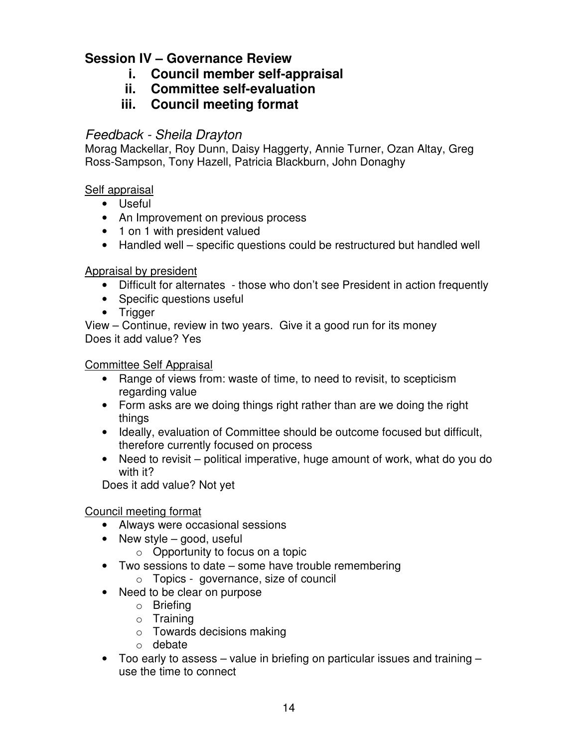## Session IV – Governance Review

i. **Council member self-appraisal**
ii. **Committee self-evaluation**
iii. **Council meeting format**

### *Feedback - Sheila Drayton*

Morag Mackellar, Roy Dunn, Daisy Haggerty, Annie Turner, Ozan Altay, Greg Ross-Sampson, Tony Hazell, Patricia Blackburn, John Donaghy

<u>Self appraisal</u>

- Useful
- An Improvement on previous process
- 1 on 1 with president valued
- Handled well – specific questions could be restructured but handled well

<u>Appraisal by president</u>

- Difficult for alternates - those who don't see President in action frequently
- Specific questions useful
- Trigger

View – Continue, review in two years. Give it a good run for its money
Does it add value? Yes

<u>Committee Self Appraisal</u>

- Range of views from: waste of time, to need to revisit, to scepticism regarding value
- Form asks are we doing things right rather than are we doing the right things
- Ideally, evaluation of Committee should be outcome focused but difficult, therefore currently focused on process
- Need to revisit – political imperative, huge amount of work, what do you do with it?

Does it add value? Not yet

<u>Council meeting format</u>

- Always were occasional sessions
- New style – good, useful
  - Opportunity to focus on a topic
- Two sessions to date – some have trouble remembering
  - Topics - governance, size of council
- Need to be clear on purpose
  - Briefing
  - Training
  - Towards decisions making
  - debate
- Too early to assess – value in briefing on particular issues and training – use the time to connect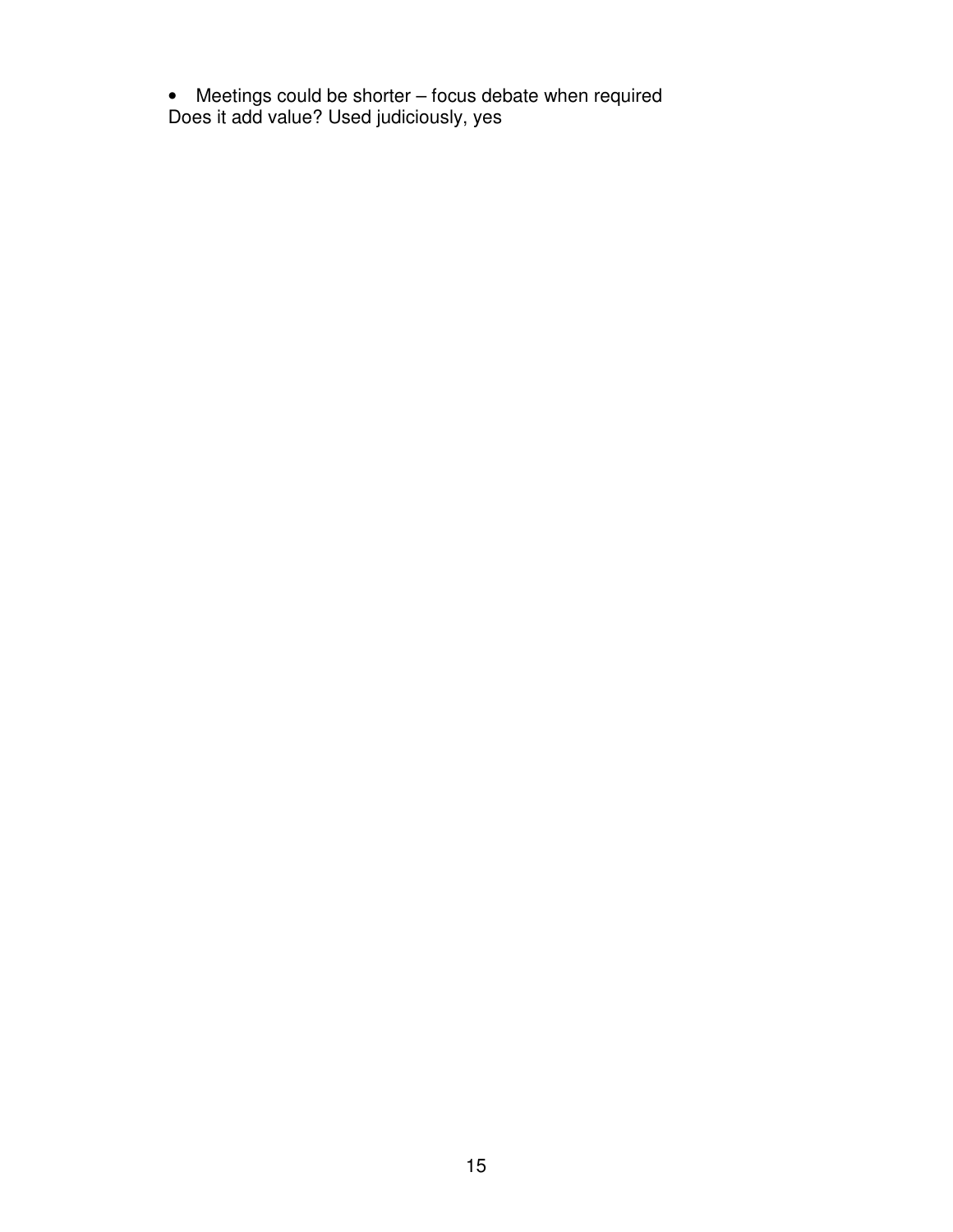- Meetings could be shorter – focus debate when required

Does it add value? Used judiciously, yes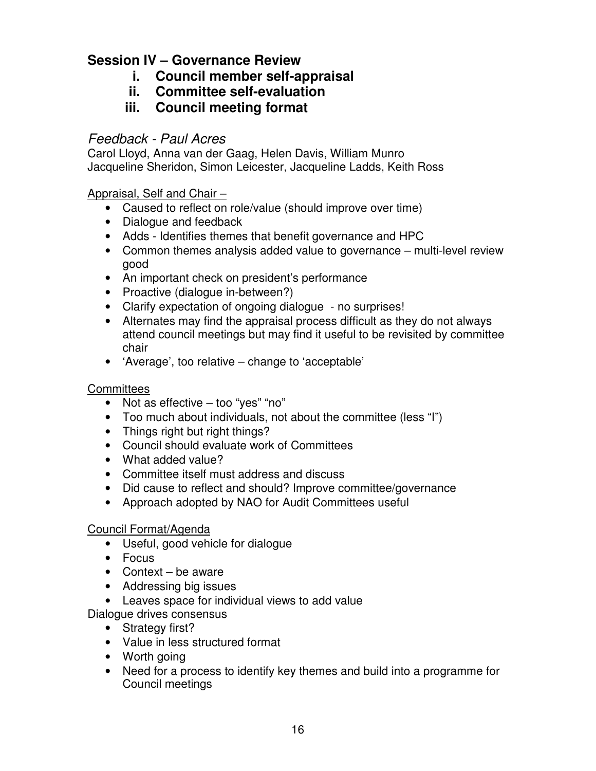## Session IV – Governance Review

i. **Council member self-appraisal**
ii. **Committee self-evaluation**
iii. **Council meeting format**

### *Feedback - Paul Acres*

Carol Lloyd, Anna van der Gaag, Helen Davis, William Munro
Jacqueline Sheridon, Simon Leicester, Jacqueline Ladds, Keith Ross

<u>Appraisal, Self and Chair –</u>

- Caused to reflect on role/value (should improve over time)
- Dialogue and feedback
- Adds - Identifies themes that benefit governance and HPC
- Common themes analysis added value to governance – multi-level review good
- An important check on president's performance
- Proactive (dialogue in-between?)
- Clarify expectation of ongoing dialogue - no surprises!
- Alternates may find the appraisal process difficult as they do not always attend council meetings but may find it useful to be revisited by committee chair
- 'Average', too relative – change to 'acceptable'

<u>Committees</u>

- Not as effective – too "yes" "no"
- Too much about individuals, not about the committee (less "I")
- Things right but right things?
- Council should evaluate work of Committees
- What added value?
- Committee itself must address and discuss
- Did cause to reflect and should? Improve committee/governance
- Approach adopted by NAO for Audit Committees useful

<u>Council Format/Agenda</u>

- Useful, good vehicle for dialogue
- Focus
- Context – be aware
- Addressing big issues
- Leaves space for individual views to add value

Dialogue drives consensus

- Strategy first?
- Value in less structured format
- Worth going
- Need for a process to identify key themes and build into a programme for Council meetings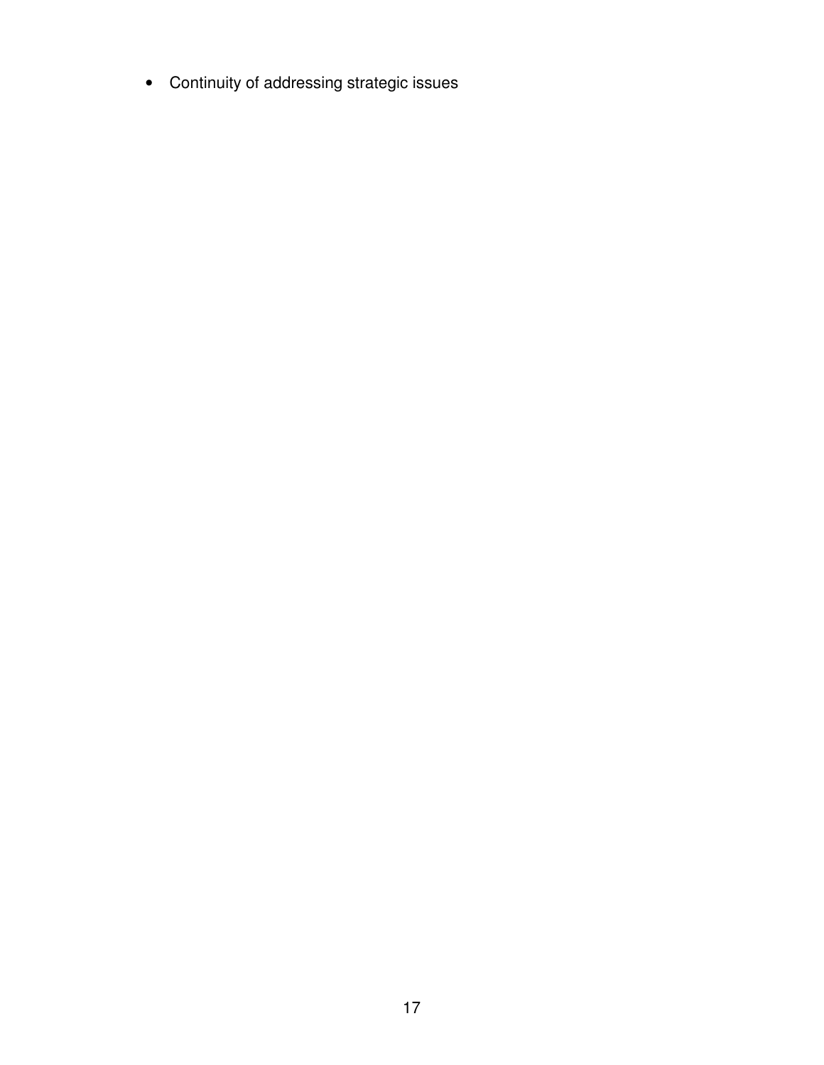- Continuity of addressing strategic issues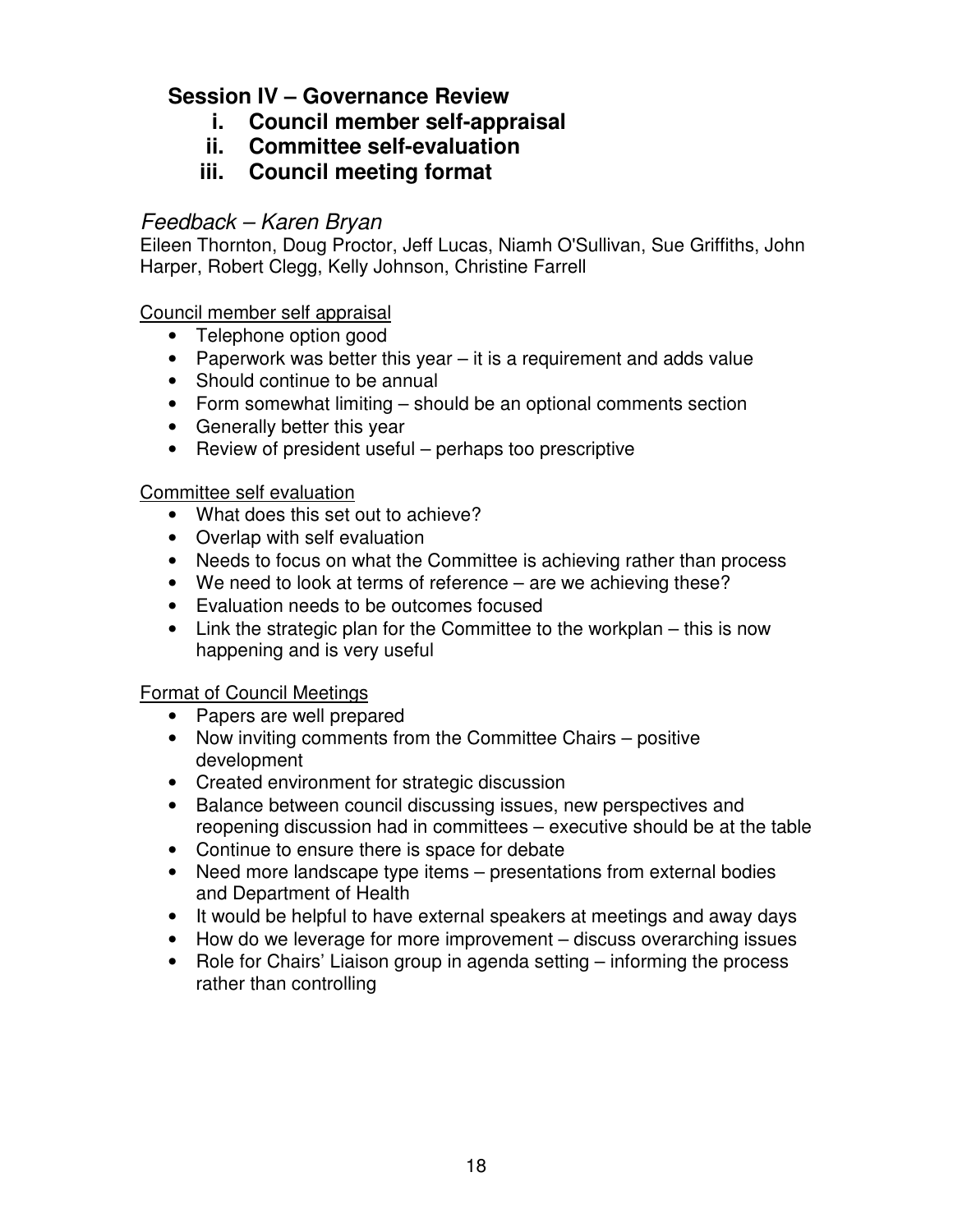## Session IV – Governance Review

### i. Council member self-appraisal
### ii. Committee self-evaluation
### iii. Council meeting format

*Feedback – Karen Bryan*

Eileen Thornton, Doug Proctor, Jeff Lucas, Niamh O'Sullivan, Sue Griffiths, John Harper, Robert Clegg, Kelly Johnson, Christine Farrell

<u>Council member self appraisal</u>

- Telephone option good
- Paperwork was better this year – it is a requirement and adds value
- Should continue to be annual
- Form somewhat limiting – should be an optional comments section
- Generally better this year
- Review of president useful – perhaps too prescriptive

<u>Committee self evaluation</u>

- What does this set out to achieve?
- Overlap with self evaluation
- Needs to focus on what the Committee is achieving rather than process
- We need to look at terms of reference – are we achieving these?
- Evaluation needs to be outcomes focused
- Link the strategic plan for the Committee to the workplan – this is now happening and is very useful

<u>Format of Council Meetings</u>

- Papers are well prepared
- Now inviting comments from the Committee Chairs – positive development
- Created environment for strategic discussion
- Balance between council discussing issues, new perspectives and reopening discussion had in committees – executive should be at the table
- Continue to ensure there is space for debate
- Need more landscape type items – presentations from external bodies and Department of Health
- It would be helpful to have external speakers at meetings and away days
- How do we leverage for more improvement – discuss overarching issues
- Role for Chairs' Liaison group in agenda setting – informing the process rather than controlling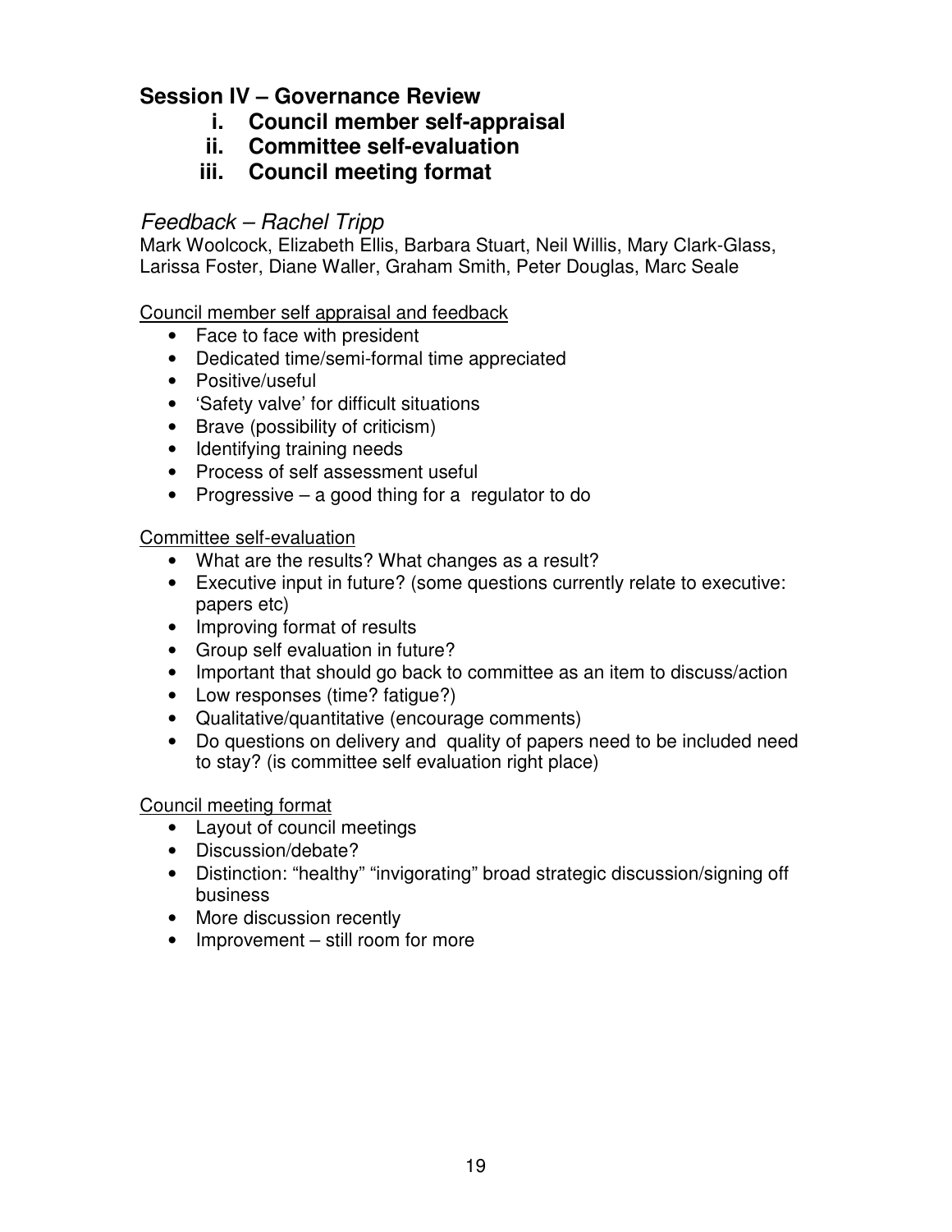## Session IV – Governance Review

### i. Council member self-appraisal
### ii. Committee self-evaluation
### iii. Council meeting format

*Feedback – Rachel Tripp*

Mark Woolcock, Elizabeth Ellis, Barbara Stuart, Neil Willis, Mary Clark-Glass, Larissa Foster, Diane Waller, Graham Smith, Peter Douglas, Marc Seale

Council member self appraisal and feedback

- Face to face with president
- Dedicated time/semi-formal time appreciated
- Positive/useful
- 'Safety valve' for difficult situations
- Brave (possibility of criticism)
- Identifying training needs
- Process of self assessment useful
- Progressive – a good thing for a regulator to do

Committee self-evaluation

- What are the results? What changes as a result?
- Executive input in future? (some questions currently relate to executive: papers etc)
- Improving format of results
- Group self evaluation in future?
- Important that should go back to committee as an item to discuss/action
- Low responses (time? fatigue?)
- Qualitative/quantitative (encourage comments)
- Do questions on delivery and quality of papers need to be included need to stay? (is committee self evaluation right place)

Council meeting format

- Layout of council meetings
- Discussion/debate?
- Distinction: "healthy" "invigorating" broad strategic discussion/signing off business
- More discussion recently
- Improvement – still room for more